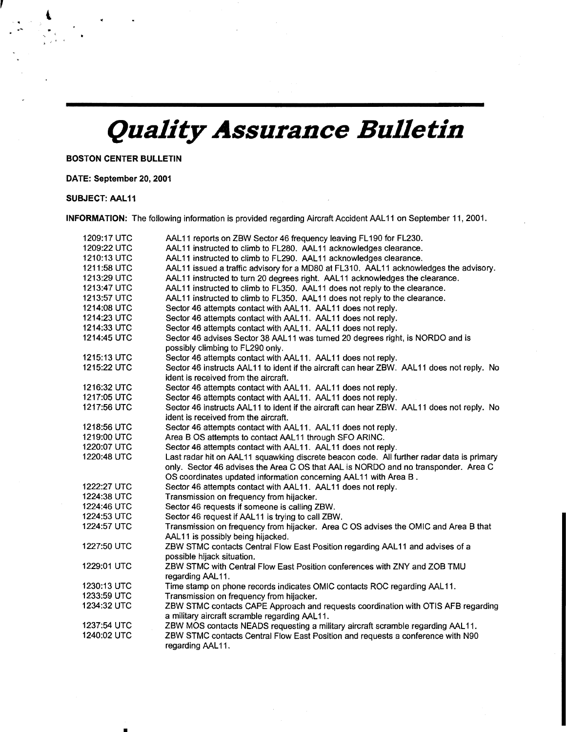# Quality Assurance Bulletin

**BOSTON CENTER BULLETIN**

**DATE: September 20, 2001**

**SUBJECT: AAL11**

**INFORMATION:** The following information is provided regarding Aircraft Accident AAL11 on September 11, 2001.

| | |
|---|---|
| 1209:17 UTC | AAL11 reports on ZBW Sector 46 frequency leaving FL190 for FL230. |
| 1209:22 UTC | AAL11 instructed to climb to FL280. AAL11 acknowledges clearance. |
| 1210:13 UTC | AAL11 instructed to climb to FL290. AAL11 acknowledges clearance. |
| 1211:58 UTC | AAL11 issued a traffic advisory for a MD80 at FL310. AAL11 acknowledges the advisory. |
| 1213:29 UTC | AAL11 instructed to turn 20 degrees right. AAL11 acknowledges the clearance. |
| 1213:47 UTC | AAL11 instructed to climb to FL350. AAL11 does not reply to the clearance. |
| 1213:57 UTC | AAL11 instructed to climb to FL350. AAL11 does not reply to the clearance. |
| 1214:08 UTC | Sector 46 attempts contact with AAL11. AAL11 does not reply. |
| 1214:23 UTC | Sector 46 attempts contact with AAL11. AAL11 does not reply. |
| 1214:33 UTC | Sector 46 attempts contact with AAL11. AAL11 does not reply. |
| 1214:45 UTC | Sector 46 advises Sector 38 AAL11 was turned 20 degrees right, is NORDO and is possibly climbing to FL290 only. |
| 1215:13 UTC | Sector 46 attempts contact with AAL11. AAL11 does not reply. |
| 1215:22 UTC | Sector 46 instructs AAL11 to ident if the aircraft can hear ZBW. AAL11 does not reply. No ident is received from the aircraft. |
| 1216:32 UTC | Sector 46 attempts contact with AAL11. AAL11 does not reply. |
| 1217:05 UTC | Sector 46 attempts contact with AAL11. AAL11 does not reply. |
| 1217:56 UTC | Sector 46 instructs AAL11 to ident if the aircraft can hear ZBW. AAL11 does not reply. No ident is received from the aircraft. |
| 1218:56 UTC | Sector 46 attempts contact with AAL11. AAL11 does not reply. |
| 1219:00 UTC | Area B OS attempts to contact AAL11 through SFO ARINC. |
| 1220:07 UTC | Sector 46 attempts contact with AAL11. AAL11 does not reply. |
| 1220:48 UTC | Last radar hit on AAL11 squawking discrete beacon code. All further radar data is primary only. Sector 46 advises the Area C OS that AAL is NORDO and no transponder. Area C OS coordinates updated information concerning AAL11 with Area B . |
| 1222:27 UTC | Sector 46 attempts contact with AAL11. AAL11 does not reply. |
| 1224:38 UTC | Transmission on frequency from hijacker. |
| 1224:46 UTC | Sector 46 requests if someone is calling ZBW. |
| 1224:53 UTC | Sector 46 request if AAL11 is trying to call ZBW. |
| 1224:57 UTC | Transmission on frequency from hijacker. Area C OS advises the OMIC and Area B that AAL11 is possibly being hijacked. |
| 1227:50 UTC | ZBW STMC contacts Central Flow East Position regarding AAL11 and advises of a possible hijack situation. |
| 1229:01 UTC | ZBW STMC with Central Flow East Position conferences with ZNY and ZOB TMU regarding AAL11. |
| 1230:13 UTC | Time stamp on phone records indicates OMIC contacts ROC regarding AAL11. |
| 1233:59 UTC | Transmission on frequency from hijacker. |
| 1234:32 UTC | ZBW STMC contacts CAPE Approach and requests coordination with OTIS AFB regarding a military aircraft scramble regarding AAL11. |
| 1237:54 UTC | ZBW MOS contacts NEADS requesting a military aircraft scramble regarding AAL11. |
| 1240:02 UTC | ZBW STMC contacts Central Flow East Position and requests a conference with N90 regarding AAL11. |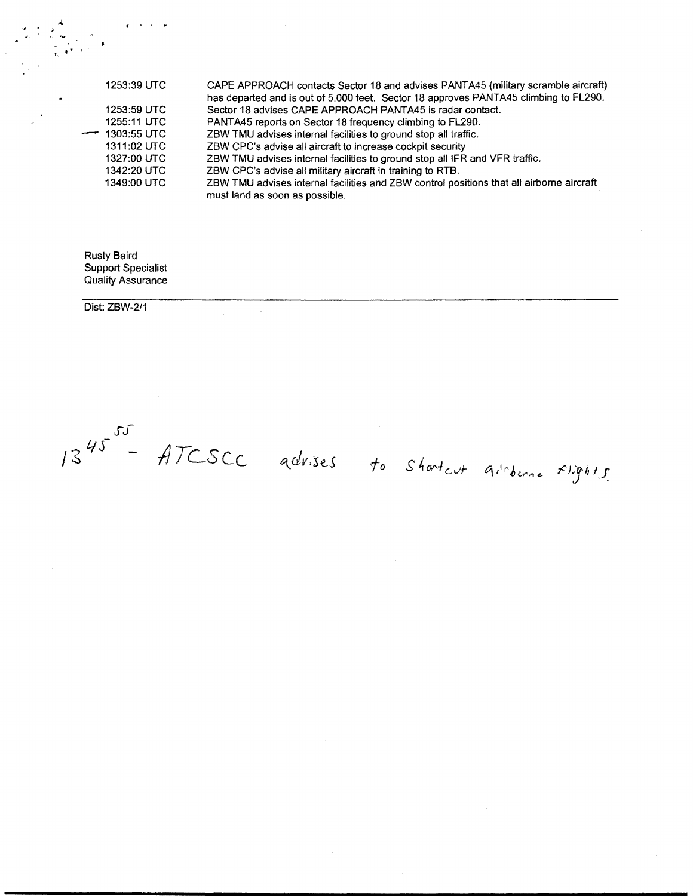| | |
|---|---|
| 1253:39 UTC | CAPE APPROACH contacts Sector 18 and advises PANTA45 (military scramble aircraft) has departed and is out of 5,000 feet. Sector 18 approves PANTA45 climbing to FL290. |
| 1253:59 UTC | Sector 18 advises CAPE APPROACH PANTA45 is radar contact. |
| 1255:11 UTC | PANTA45 reports on Sector 18 frequency climbing to FL290. |
| — 1303:55 UTC | ZBW TMU advises internal facilities to ground stop all traffic. |
| 1311:02 UTC | ZBW CPC's advise all aircraft to increase cockpit security |
| 1327:00 UTC | ZBW TMU advises internal facilities to ground stop all IFR and VFR traffic. |
| 1342:20 UTC | ZBW CPC's advise all military aircraft in training to RTB. |
| 1349:00 UTC | ZBW TMU advises internal facilities and ZBW control positions that all airborne aircraft must land as soon as possible. |

Rusty Baird
Support Specialist
Quality Assurance

Dist: ZBW-2/1

13[45 55] - ATCSCC advises to shortcut airborne flights.